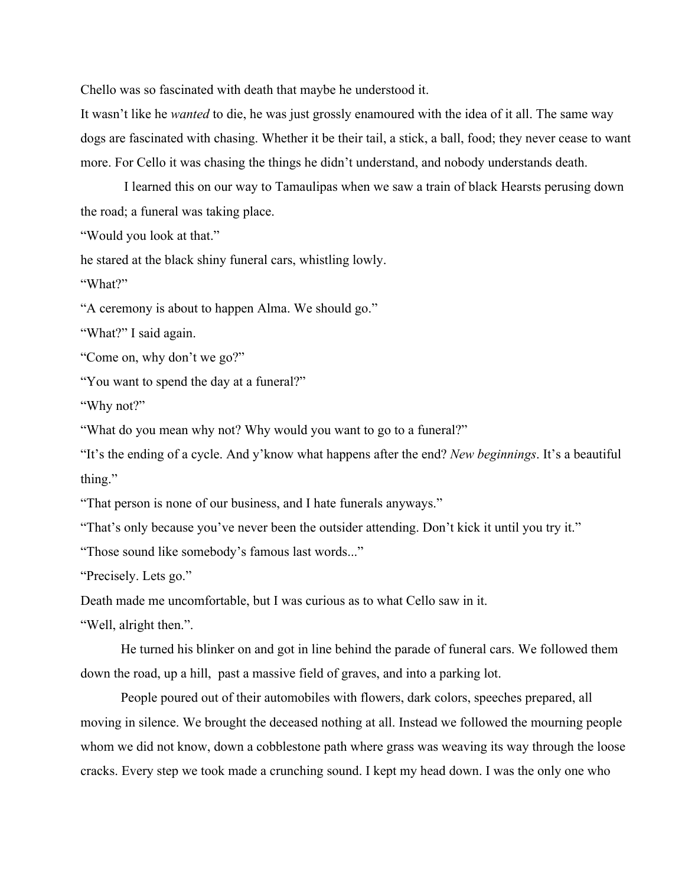Chello was so fascinated with death that maybe he understood it.

It wasn't like he *wanted* to die, he was just grossly enamoured with the idea of it all. The same way dogs are fascinated with chasing. Whether it be their tail, a stick, a ball, food; they never cease to want more. For Cello it was chasing the things he didn't understand, and nobody understands death.

I learned this on our way to Tamaulipas when we saw a train of black Hearsts perusing down the road; a funeral was taking place.

"Would you look at that."

he stared at the black shiny funeral cars, whistling lowly.

"What?"

"A ceremony is about to happen Alma. We should go."

"What?" I said again.

"Come on, why don't we go?"

"You want to spend the day at a funeral?"

"Why not?"

"What do you mean why not? Why would you want to go to a funeral?"

"It's the ending of a cycle. And y'know what happens after the end? *New beginnings*. It's a beautiful thing."

"That person is none of our business, and I hate funerals anyways."

"That's only because you've never been the outsider attending. Don't kick it until you try it."

"Those sound like somebody's famous last words..."

"Precisely. Lets go."

Death made me uncomfortable, but I was curious as to what Cello saw in it.

"Well, alright then.".

He turned his blinker on and got in line behind the parade of funeral cars. We followed them down the road, up a hill, past a massive field of graves, and into a parking lot.

People poured out of their automobiles with flowers, dark colors, speeches prepared, all moving in silence. We brought the deceased nothing at all. Instead we followed the mourning people whom we did not know, down a cobblestone path where grass was weaving its way through the loose cracks. Every step we took made a crunching sound. I kept my head down. I was the only one who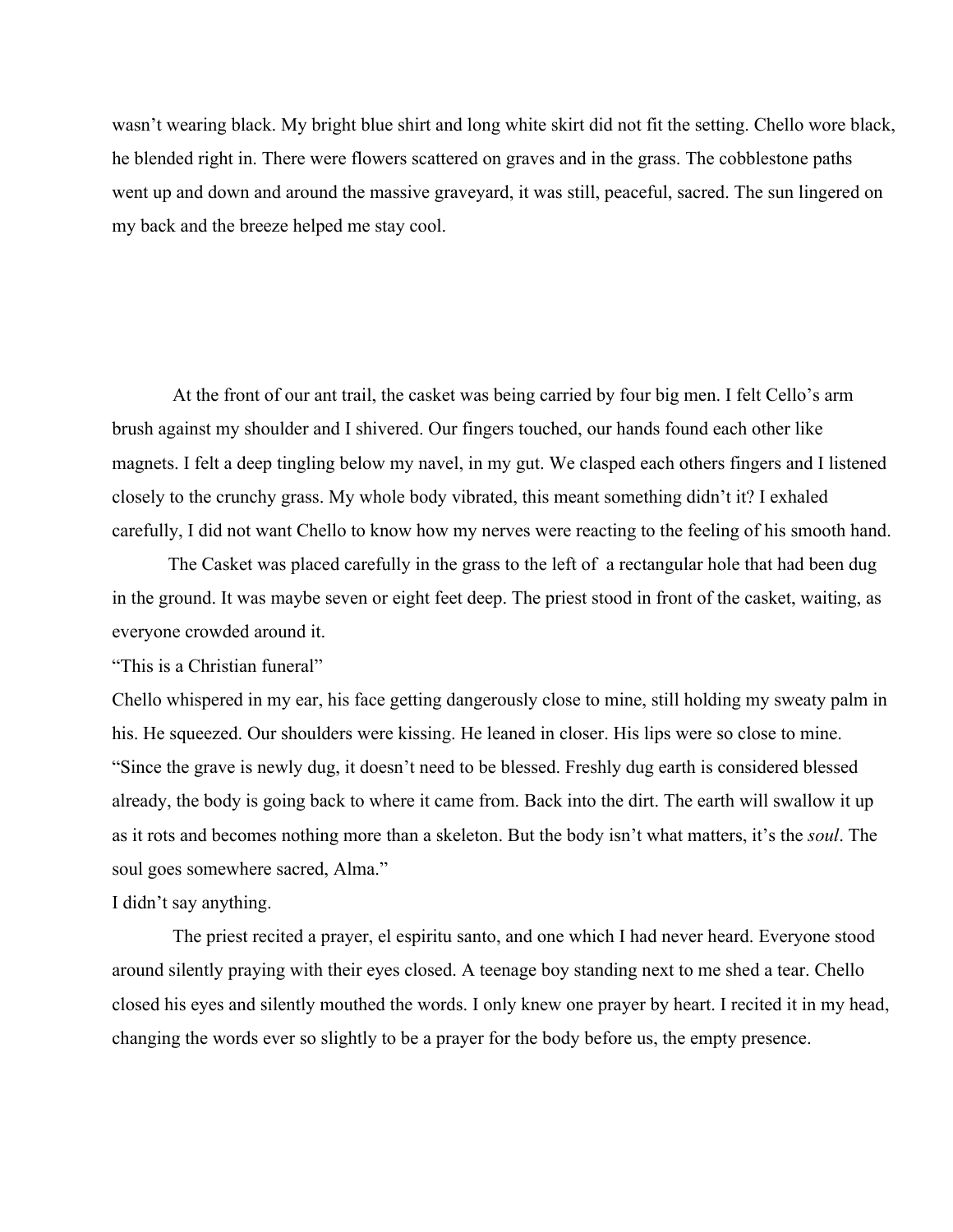wasn't wearing black. My bright blue shirt and long white skirt did not fit the setting. Chello wore black, he blended right in. There were flowers scattered on graves and in the grass. The cobblestone paths went up and down and around the massive graveyard, it was still, peaceful, sacred. The sun lingered on my back and the breeze helped me stay cool.

At the front of our ant trail, the casket was being carried by four big men. I felt Cello's arm brush against my shoulder and I shivered. Our fingers touched, our hands found each other like magnets. I felt a deep tingling below my navel, in my gut. We clasped each others fingers and I listened closely to the crunchy grass. My whole body vibrated, this meant something didn't it? I exhaled carefully, I did not want Chello to know how my nerves were reacting to the feeling of his smooth hand.

The Casket was placed carefully in the grass to the left of a rectangular hole that had been dug in the ground. It was maybe seven or eight feet deep. The priest stood in front of the casket, waiting, as everyone crowded around it.

"This is a Christian funeral"

Chello whispered in my ear, his face getting dangerously close to mine, still holding my sweaty palm in his. He squeezed. Our shoulders were kissing. He leaned in closer. His lips were so close to mine. "Since the grave is newly dug, it doesn't need to be blessed. Freshly dug earth is considered blessed already, the body is going back to where it came from. Back into the dirt. The earth will swallow it up as it rots and becomes nothing more than a skeleton. But the body isn't what matters, it's the *soul*. The soul goes somewhere sacred, Alma."

I didn't say anything.

The priest recited a prayer, el espiritu santo, and one which I had never heard. Everyone stood around silently praying with their eyes closed. A teenage boy standing next to me shed a tear. Chello closed his eyes and silently mouthed the words. I only knew one prayer by heart. I recited it in my head, changing the words ever so slightly to be a prayer for the body before us, the empty presence.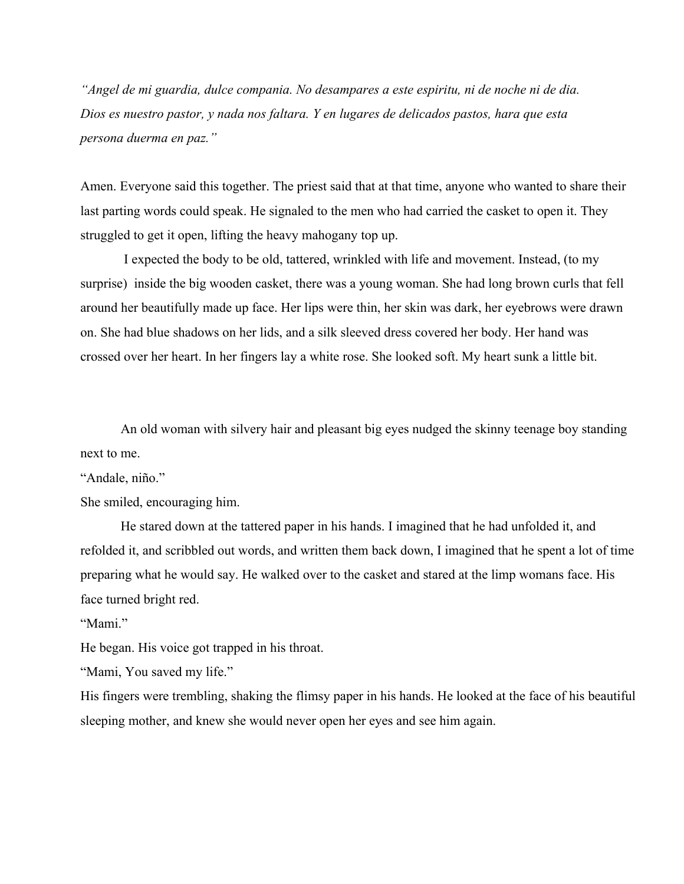*"Angel de mi guardia, dulce compania. No desampares a este espiritu, ni de noche ni de dia. Dios es nuestro pastor, y nada nos faltara. Y en lugares de delicados pastos, hara que esta persona duerma en paz."*

Amen. Everyone said this together. The priest said that at that time, anyone who wanted to share their last parting words could speak. He signaled to the men who had carried the casket to open it. They struggled to get it open, lifting the heavy mahogany top up.

I expected the body to be old, tattered, wrinkled with life and movement. Instead, (to my surprise) inside the big wooden casket, there was a young woman. She had long brown curls that fell around her beautifully made up face. Her lips were thin, her skin was dark, her eyebrows were drawn on. She had blue shadows on her lids, and a silk sleeved dress covered her body. Her hand was crossed over her heart. In her fingers lay a white rose. She looked soft. My heart sunk a little bit.

An old woman with silvery hair and pleasant big eyes nudged the skinny teenage boy standing next to me.

"Andale, niño."

She smiled, encouraging him.

He stared down at the tattered paper in his hands. I imagined that he had unfolded it, and refolded it, and scribbled out words, and written them back down, I imagined that he spent a lot of time preparing what he would say. He walked over to the casket and stared at the limp womans face. His face turned bright red.

"Mami."

He began. His voice got trapped in his throat.

"Mami, You saved my life."

His fingers were trembling, shaking the flimsy paper in his hands. He looked at the face of his beautiful sleeping mother, and knew she would never open her eyes and see him again.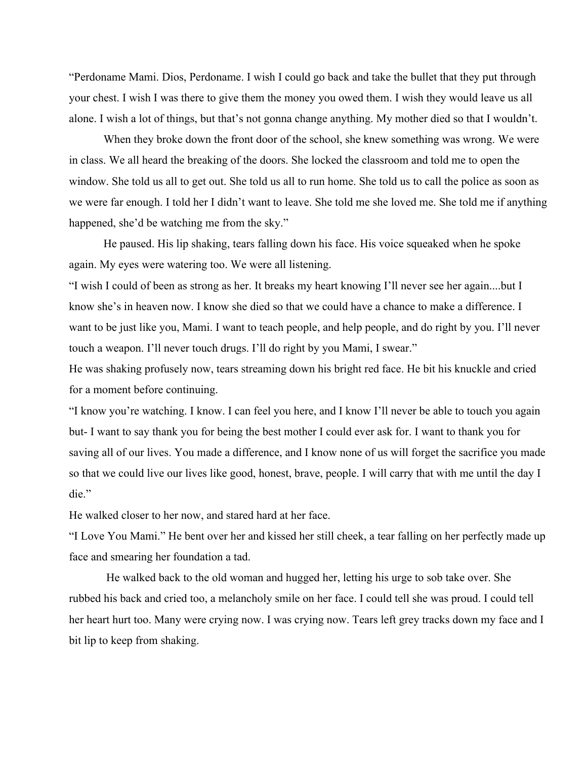"Perdoname Mami. Dios, Perdoname. I wish I could go back and take the bullet that they put through your chest. I wish I was there to give them the money you owed them. I wish they would leave us all alone. I wish a lot of things, but that's not gonna change anything. My mother died so that I wouldn't.

When they broke down the front door of the school, she knew something was wrong. We were in class. We all heard the breaking of the doors. She locked the classroom and told me to open the window. She told us all to get out. She told us all to run home. She told us to call the police as soon as we were far enough. I told her I didn't want to leave. She told me she loved me. She told me if anything happened, she'd be watching me from the sky."

He paused. His lip shaking, tears falling down his face. His voice squeaked when he spoke again. My eyes were watering too. We were all listening.

"I wish I could of been as strong as her. It breaks my heart knowing I'll never see her again....but I know she's in heaven now. I know she died so that we could have a chance to make a difference. I want to be just like you, Mami. I want to teach people, and help people, and do right by you. I'll never touch a weapon. I'll never touch drugs. I'll do right by you Mami, I swear."

He was shaking profusely now, tears streaming down his bright red face. He bit his knuckle and cried for a moment before continuing.

"I know you're watching. I know. I can feel you here, and I know I'll never be able to touch you again but- I want to say thank you for being the best mother I could ever ask for. I want to thank you for saving all of our lives. You made a difference, and I know none of us will forget the sacrifice you made so that we could live our lives like good, honest, brave, people. I will carry that with me until the day I die."

He walked closer to her now, and stared hard at her face.

"I Love You Mami." He bent over her and kissed her still cheek, a tear falling on her perfectly made up face and smearing her foundation a tad.

He walked back to the old woman and hugged her, letting his urge to sob take over. She rubbed his back and cried too, a melancholy smile on her face. I could tell she was proud. I could tell her heart hurt too. Many were crying now. I was crying now. Tears left grey tracks down my face and I bit lip to keep from shaking.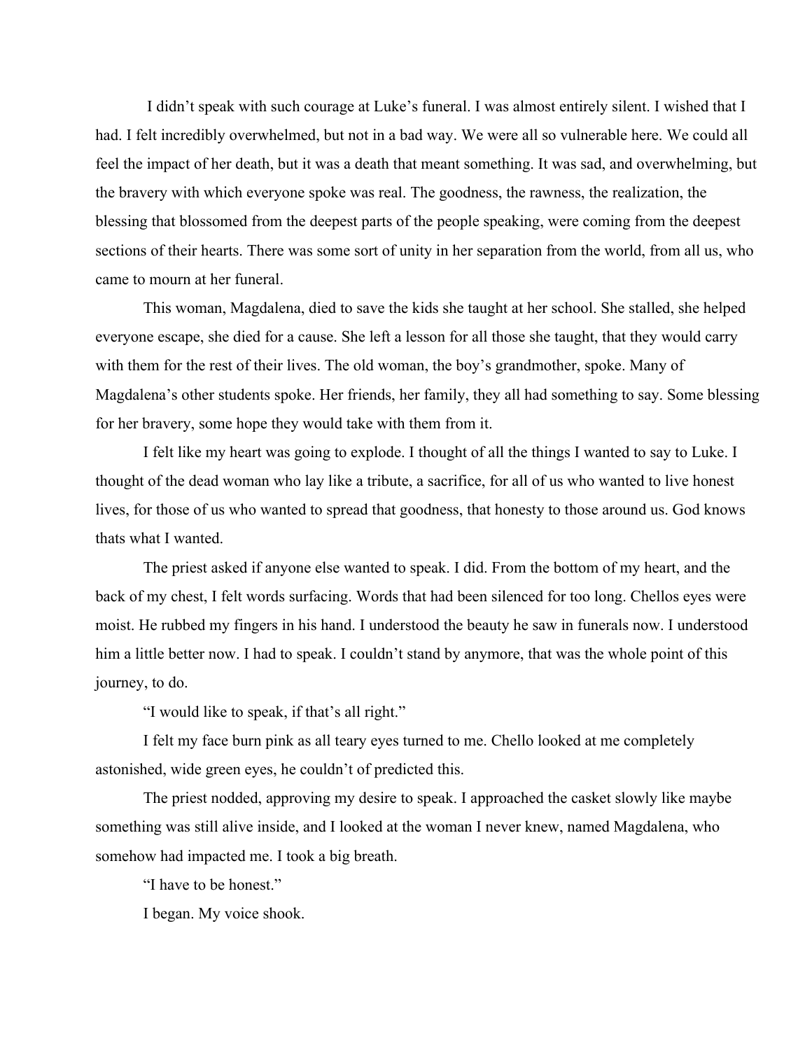I didn't speak with such courage at Luke's funeral. I was almost entirely silent. I wished that I had. I felt incredibly overwhelmed, but not in a bad way. We were all so vulnerable here. We could all feel the impact of her death, but it was a death that meant something. It was sad, and overwhelming, but the bravery with which everyone spoke was real. The goodness, the rawness, the realization, the blessing that blossomed from the deepest parts of the people speaking, were coming from the deepest sections of their hearts. There was some sort of unity in her separation from the world, from all us, who came to mourn at her funeral.

This woman, Magdalena, died to save the kids she taught at her school. She stalled, she helped everyone escape, she died for a cause. She left a lesson for all those she taught, that they would carry with them for the rest of their lives. The old woman, the boy's grandmother, spoke. Many of Magdalena's other students spoke. Her friends, her family, they all had something to say. Some blessing for her bravery, some hope they would take with them from it.

I felt like my heart was going to explode. I thought of all the things I wanted to say to Luke. I thought of the dead woman who lay like a tribute, a sacrifice, for all of us who wanted to live honest lives, for those of us who wanted to spread that goodness, that honesty to those around us. God knows thats what I wanted.

The priest asked if anyone else wanted to speak. I did. From the bottom of my heart, and the back of my chest, I felt words surfacing. Words that had been silenced for too long. Chellos eyes were moist. He rubbed my fingers in his hand. I understood the beauty he saw in funerals now. I understood him a little better now. I had to speak. I couldn't stand by anymore, that was the whole point of this journey, to do.

"I would like to speak, if that's all right."

I felt my face burn pink as all teary eyes turned to me. Chello looked at me completely astonished, wide green eyes, he couldn't of predicted this.

The priest nodded, approving my desire to speak. I approached the casket slowly like maybe something was still alive inside, and I looked at the woman I never knew, named Magdalena, who somehow had impacted me. I took a big breath.

"I have to be honest."

I began. My voice shook.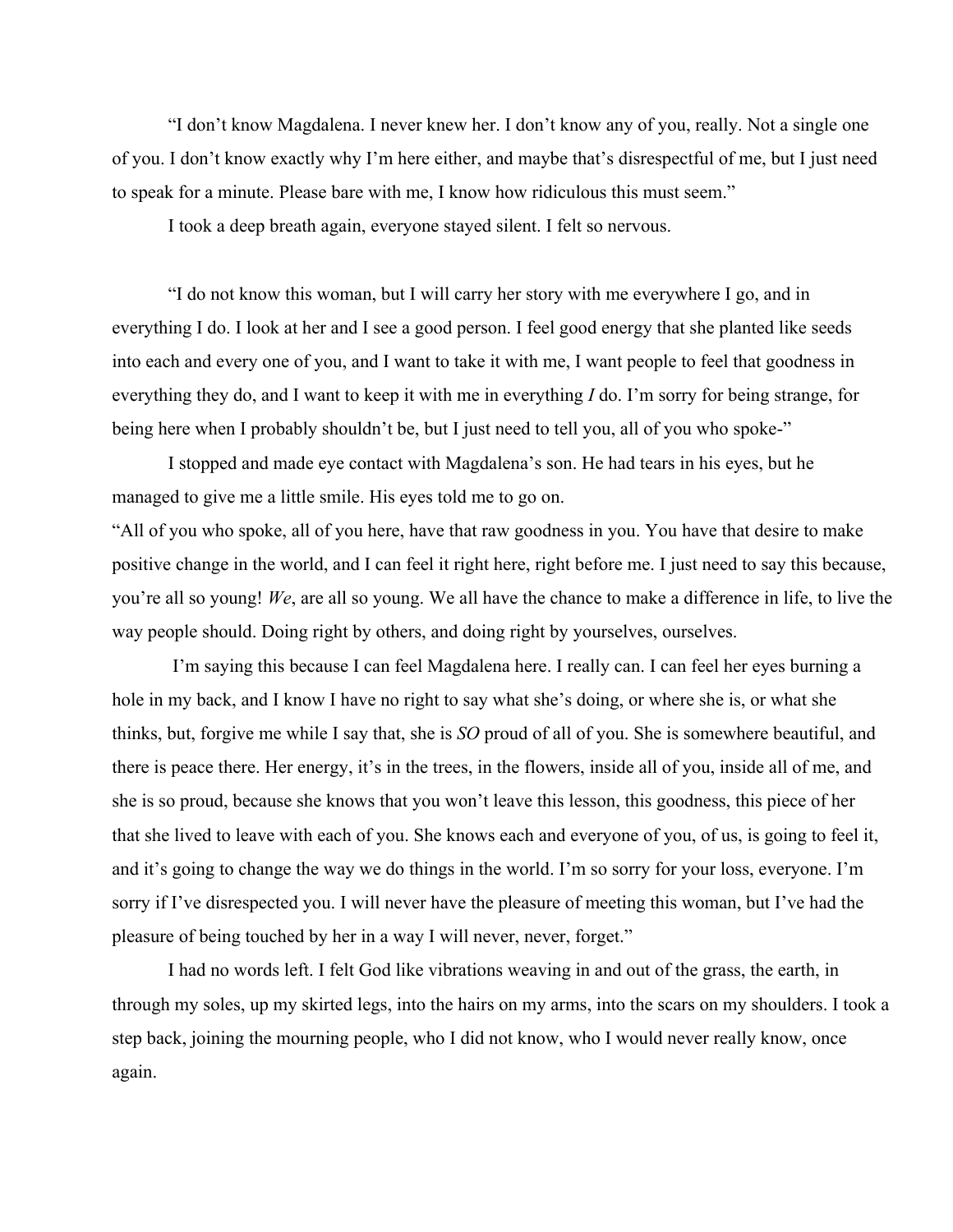"I don't know Magdalena. I never knew her. I don't know any of you, really. Not a single one of you. I don't know exactly why I'm here either, and maybe that's disrespectful of me, but I just need to speak for a minute. Please bare with me, I know how ridiculous this must seem."

I took a deep breath again, everyone stayed silent. I felt so nervous.

"I do not know this woman, but I will carry her story with me everywhere I go, and in everything I do. I look at her and I see a good person. I feel good energy that she planted like seeds into each and every one of you, and I want to take it with me, I want people to feel that goodness in everything they do, and I want to keep it with me in everything *I* do. I'm sorry for being strange, for being here when I probably shouldn't be, but I just need to tell you, all of you who spoke-"

I stopped and made eye contact with Magdalena's son. He had tears in his eyes, but he managed to give me a little smile. His eyes told me to go on.

"All of you who spoke, all of you here, have that raw goodness in you. You have that desire to make positive change in the world, and I can feel it right here, right before me. I just need to say this because, you're all so young! *We*, are all so young. We all have the chance to make a difference in life, to live the way people should. Doing right by others, and doing right by yourselves, ourselves.

I'm saying this because I can feel Magdalena here. I really can. I can feel her eyes burning a hole in my back, and I know I have no right to say what she's doing, or where she is, or what she thinks, but, forgive me while I say that, she is *SO* proud of all of you. She is somewhere beautiful, and there is peace there. Her energy, it's in the trees, in the flowers, inside all of you, inside all of me, and she is so proud, because she knows that you won't leave this lesson, this goodness, this piece of her that she lived to leave with each of you. She knows each and everyone of you, of us, is going to feel it, and it's going to change the way we do things in the world. I'm so sorry for your loss, everyone. I'm sorry if I've disrespected you. I will never have the pleasure of meeting this woman, but I've had the pleasure of being touched by her in a way I will never, never, forget."

I had no words left. I felt God like vibrations weaving in and out of the grass, the earth, in through my soles, up my skirted legs, into the hairs on my arms, into the scars on my shoulders. I took a step back, joining the mourning people, who I did not know, who I would never really know, once again.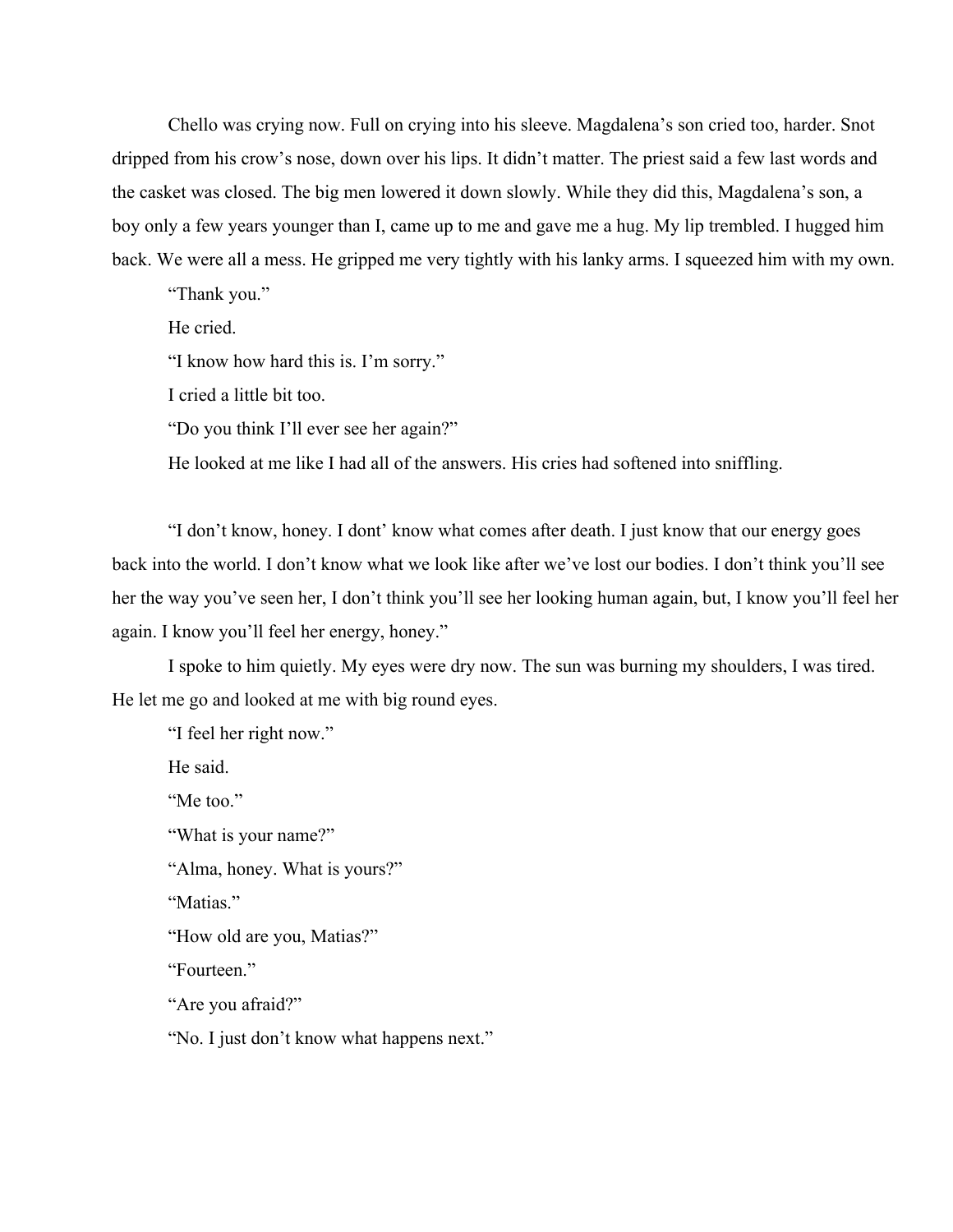Chello was crying now. Full on crying into his sleeve. Magdalena's son cried too, harder. Snot dripped from his crow's nose, down over his lips. It didn't matter. The priest said a few last words and the casket was closed. The big men lowered it down slowly. While they did this, Magdalena's son, a boy only a few years younger than I, came up to me and gave me a hug. My lip trembled. I hugged him back. We were all a mess. He gripped me very tightly with his lanky arms. I squeezed him with my own.

"Thank you."

He cried.

"I know how hard this is. I'm sorry."

I cried a little bit too.

"Do you think I'll ever see her again?"

He looked at me like I had all of the answers. His cries had softened into sniffling.

"I don't know, honey. I dont' know what comes after death. I just know that our energy goes back into the world. I don't know what we look like after we've lost our bodies. I don't think you'll see her the way you've seen her, I don't think you'll see her looking human again, but, I know you'll feel her again. I know you'll feel her energy, honey."

I spoke to him quietly. My eyes were dry now. The sun was burning my shoulders, I was tired. He let me go and looked at me with big round eyes.

"I feel her right now."

He said.

"Me too."

"What is your name?"

"Alma, honey. What is yours?"

"Matias."

"How old are you, Matias?"

"Fourteen."

"Are you afraid?"

"No. I just don't know what happens next."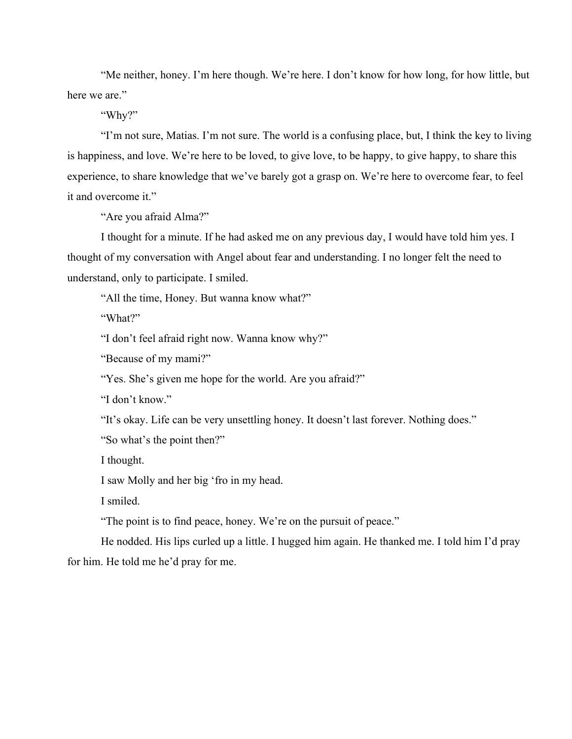"Me neither, honey. I'm here though. We're here. I don't know for how long, for how little, but here we are."

"Why?"

"I'm not sure, Matias. I'm not sure. The world is a confusing place, but, I think the key to living is happiness, and love. We're here to be loved, to give love, to be happy, to give happy, to share this experience, to share knowledge that we've barely got a grasp on. We're here to overcome fear, to feel it and overcome it."

"Are you afraid Alma?"

I thought for a minute. If he had asked me on any previous day, I would have told him yes. I thought of my conversation with Angel about fear and understanding. I no longer felt the need to understand, only to participate. I smiled.

"All the time, Honey. But wanna know what?"

"What?"

"I don't feel afraid right now. Wanna know why?"

"Because of my mami?"

"Yes. She's given me hope for the world. Are you afraid?"

"I don't know."

"It's okay. Life can be very unsettling honey. It doesn't last forever. Nothing does."

"So what's the point then?"

I thought.

I saw Molly and her big 'fro in my head.

I smiled.

"The point is to find peace, honey. We're on the pursuit of peace."

He nodded. His lips curled up a little. I hugged him again. He thanked me. I told him I'd pray for him. He told me he'd pray for me.